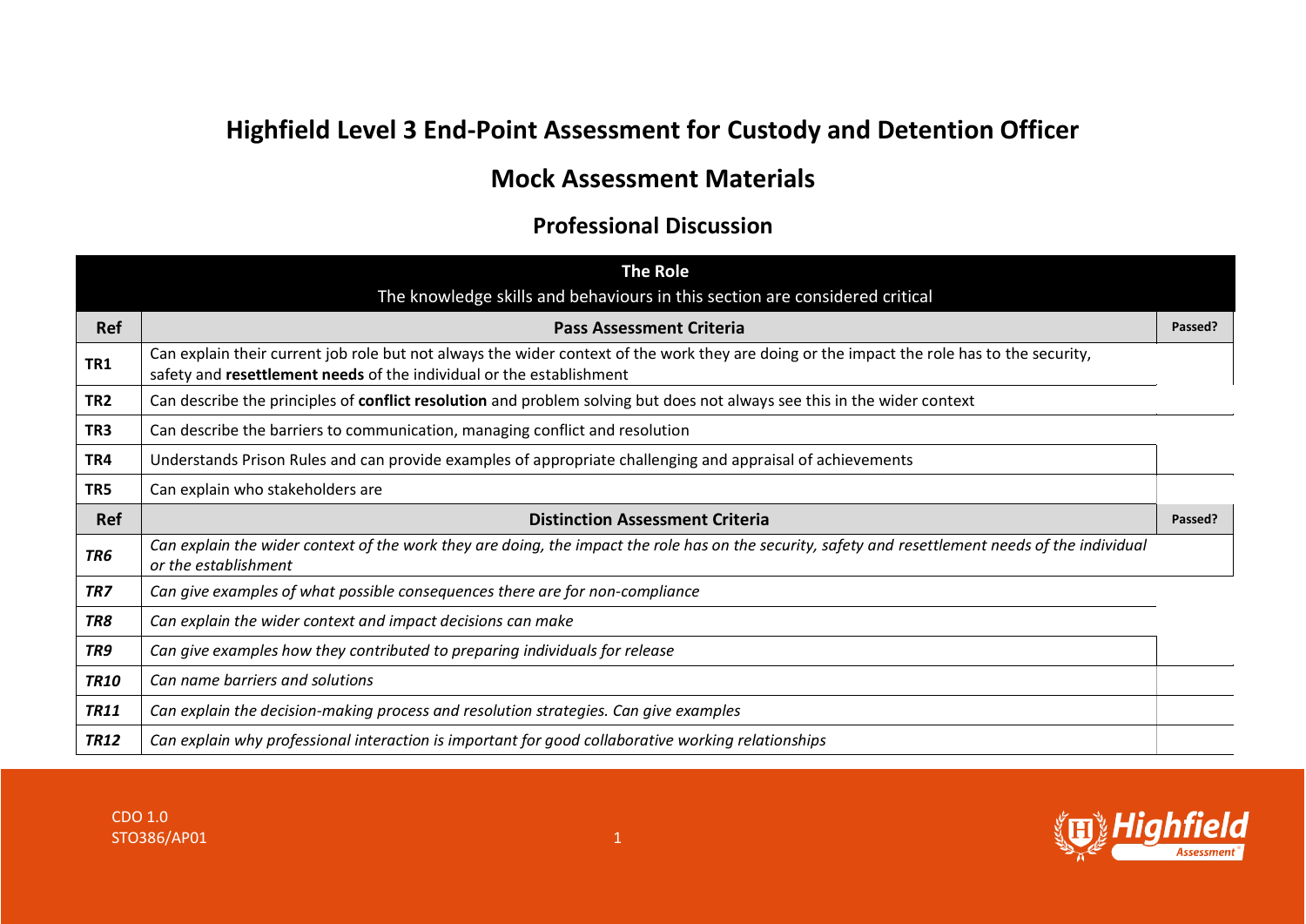# Highfield Level 3 End-Point Assessment for Custody and Detention Officer

## Mock Assessment Materials

### Professional Discussion

| **The Role**<br>The knowledge skills and behaviours in this section are considered critical | | |
|---|---|---|
| **Ref** | **Pass Assessment Criteria** | **Passed?** |
| **TR1** | Can explain their current job role but not always the wider context of the work they are doing or the impact the role has to the security, safety and **resettlement needs** of the individual or the establishment | |
| **TR2** | Can describe the principles of **conflict resolution** and problem solving but does not always see this in the wider context | |
| **TR3** | Can describe the barriers to communication, managing conflict and resolution | |
| **TR4** | Understands Prison Rules and can provide examples of appropriate challenging and appraisal of achievements | |
| **TR5** | Can explain who stakeholders are | |
| **Ref** | **Distinction Assessment Criteria** | **Passed?** |
| ***TR6*** | *Can explain the wider context of the work they are doing, the impact the role has on the security, safety and resettlement needs of the individual or the establishment* | |
| ***TR7*** | *Can give examples of what possible consequences there are for non-compliance* | |
| ***TR8*** | *Can explain the wider context and impact decisions can make* | |
| ***TR9*** | *Can give examples how they contributed to preparing individuals for release* | |
| ***TR10*** | *Can name barriers and solutions* | |
| ***TR11*** | *Can explain the decision-making process and resolution strategies. Can give examples* | |
| ***TR12*** | *Can explain why professional interaction is important for good collaborative working relationships* | |

CDO 1.0
STO386/AP01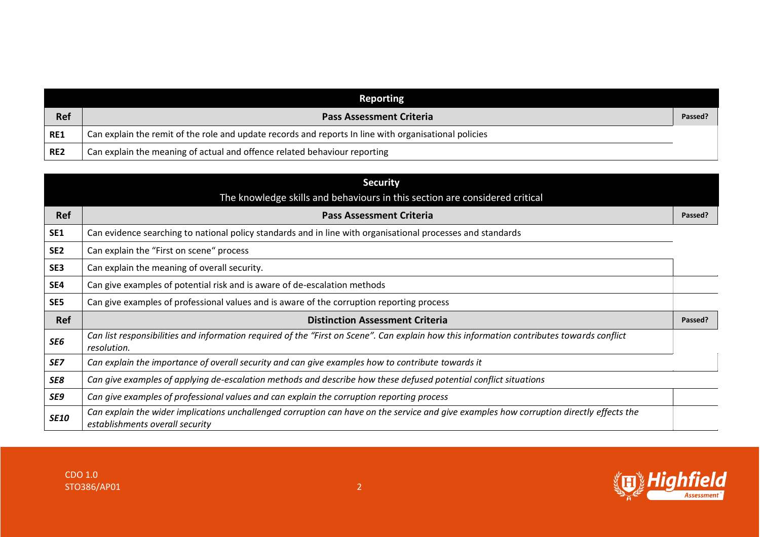| Reporting | | |
|---|---|---|
| **Ref** | **Pass Assessment Criteria** | **Passed?** |
| **RE1** | Can explain the remit of the role and update records and reports In line with organisational policies | |
| **RE2** | Can explain the meaning of actual and offence related behaviour reporting | |

| Security<br>The knowledge skills and behaviours in this section are considered critical | | |
|---|---|---|
| **Ref** | **Pass Assessment Criteria** | **Passed?** |
| **SE1** | Can evidence searching to national policy standards and in line with organisational processes and standards | |
| **SE2** | Can explain the "First on scene" process | |
| **SE3** | Can explain the meaning of overall security. | |
| **SE4** | Can give examples of potential risk and is aware of de-escalation methods | |
| **SE5** | Can give examples of professional values and is aware of the corruption reporting process | |
| **Ref** | **Distinction Assessment Criteria** | **Passed?** |
| ***SE6*** | *Can list responsibilities and information required of the "First on Scene". Can explain how this information contributes towards conflict resolution.* | |
| ***SE7*** | *Can explain the importance of overall security and can give examples how to contribute towards it* | |
| ***SE8*** | *Can give examples of applying de-escalation methods and describe how these defused potential conflict situations* | |
| ***SE9*** | *Can give examples of professional values and can explain the corruption reporting process* | |
| ***SE10*** | *Can explain the wider implications unchallenged corruption can have on the service and give examples how corruption directly effects the establishments overall security* | |

CDO 1.0
STO386/AP01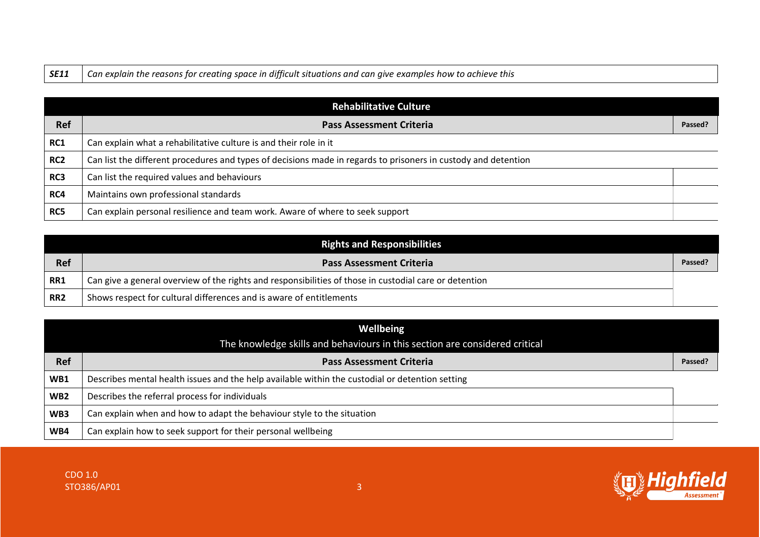| *SE11* | *Can explain the reasons for creating space in difficult situations and can give examples how to achieve this* |
|---|---|

| **Rehabilitative Culture** | | |
|---|---|---|
| **Ref** | **Pass Assessment Criteria** | **Passed?** |
| **RC1** | Can explain what a rehabilitative culture is and their role in it | |
| **RC2** | Can list the different procedures and types of decisions made in regards to prisoners in custody and detention | |
| **RC3** | Can list the required values and behaviours | |
| **RC4** | Maintains own professional standards | |
| **RC5** | Can explain personal resilience and team work. Aware of where to seek support | |

| **Rights and Responsibilities** | | |
|---|---|---|
| **Ref** | **Pass Assessment Criteria** | **Passed?** |
| **RR1** | Can give a general overview of the rights and responsibilities of those in custodial care or detention | |
| **RR2** | Shows respect for cultural differences and is aware of entitlements | |

| **Wellbeing** The knowledge skills and behaviours in this section are considered critical | | |
|---|---|---|
| **Ref** | **Pass Assessment Criteria** | **Passed?** |
| **WB1** | Describes mental health issues and the help available within the custodial or detention setting | |
| **WB2** | Describes the referral process for individuals | |
| **WB3** | Can explain when and how to adapt the behaviour style to the situation | |
| **WB4** | Can explain how to seek support for their personal wellbeing | |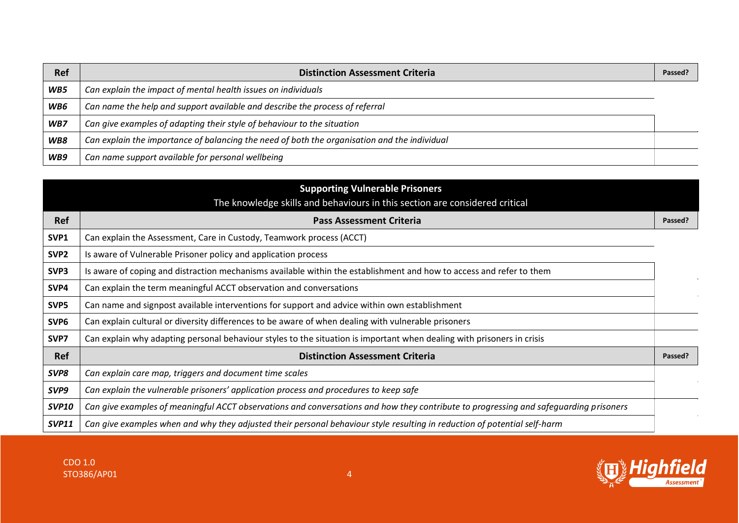| Ref | Distinction Assessment Criteria | Passed? |
|---|---|---|
| *WB5* | *Can explain the impact of mental health issues on individuals* | |
| *WB6* | *Can name the help and support available and describe the process of referral* | |
| *WB7* | *Can give examples of adapting their style of behaviour to the situation* | |
| *WB8* | *Can explain the importance of balancing the need of both the organisation and the individual* | |
| *WB9* | *Can name support available for personal wellbeing* | |

| **Supporting Vulnerable Prisoners**<br>The knowledge skills and behaviours in this section are considered critical | | |
|---|---|---|
| **Ref** | **Pass Assessment Criteria** | **Passed?** |
| SVP1 | Can explain the Assessment, Care in Custody, Teamwork process (ACCT) | |
| SVP2 | Is aware of Vulnerable Prisoner policy and application process | |
| SVP3 | Is aware of coping and distraction mechanisms available within the establishment and how to access and refer to them | |
| SVP4 | Can explain the term meaningful ACCT observation and conversations | |
| SVP5 | Can name and signpost available interventions for support and advice within own establishment | |
| SVP6 | Can explain cultural or diversity differences to be aware of when dealing with vulnerable prisoners | |
| SVP7 | Can explain why adapting personal behaviour styles to the situation is important when dealing with prisoners in crisis | |
| **Ref** | **Distinction Assessment Criteria** | **Passed?** |
| *SVP8* | *Can explain care map, triggers and document time scales* | |
| *SVP9* | *Can explain the vulnerable prisoners' application process and procedures to keep safe* | |
| *SVP10* | *Can give examples of meaningful ACCT observations and conversations and how they contribute to progressing and safeguarding prisoners* | |
| *SVP11* | *Can give examples when and why they adjusted their personal behaviour style resulting in reduction of potential self-harm* | |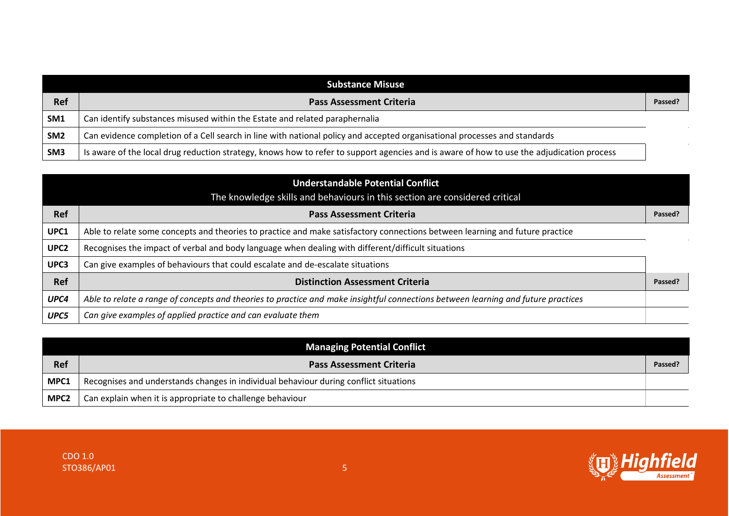| Substance Misuse | | |
|---|---|---|
| **Ref** | **Pass Assessment Criteria** | **Passed?** |
| **SM1** | Can identify substances misused within the Estate and related paraphernalia | |
| **SM2** | Can evidence completion of a Cell search in line with national policy and accepted organisational processes and standards | |
| **SM3** | Is aware of the local drug reduction strategy, knows how to refer to support agencies and is aware of how to use the adjudication process | |

| Understandable Potential Conflict<br>The knowledge skills and behaviours in this section are considered critical | | |
|---|---|---|
| **Ref** | **Pass Assessment Criteria** | **Passed?** |
| **UPC1** | Able to relate some concepts and theories to practice and make satisfactory connections between learning and future practice | |
| **UPC2** | Recognises the impact of verbal and body language when dealing with different/difficult situations | |
| **UPC3** | Can give examples of behaviours that could escalate and de-escalate situations | |
| **Ref** | **Distinction Assessment Criteria** | **Passed?** |
| ***UPC4*** | *Able to relate a range of concepts and theories to practice and make insightful connections between learning and future practices* | |
| ***UPC5*** | *Can give examples of applied practice and can evaluate them* | |

| Managing Potential Conflict | | |
|---|---|---|
| **Ref** | **Pass Assessment Criteria** | **Passed?** |
| **MPC1** | Recognises and understands changes in individual behaviour during conflict situations | |
| **MPC2** | Can explain when it is appropriate to challenge behaviour | |

CDO 1.0
STO386/AP01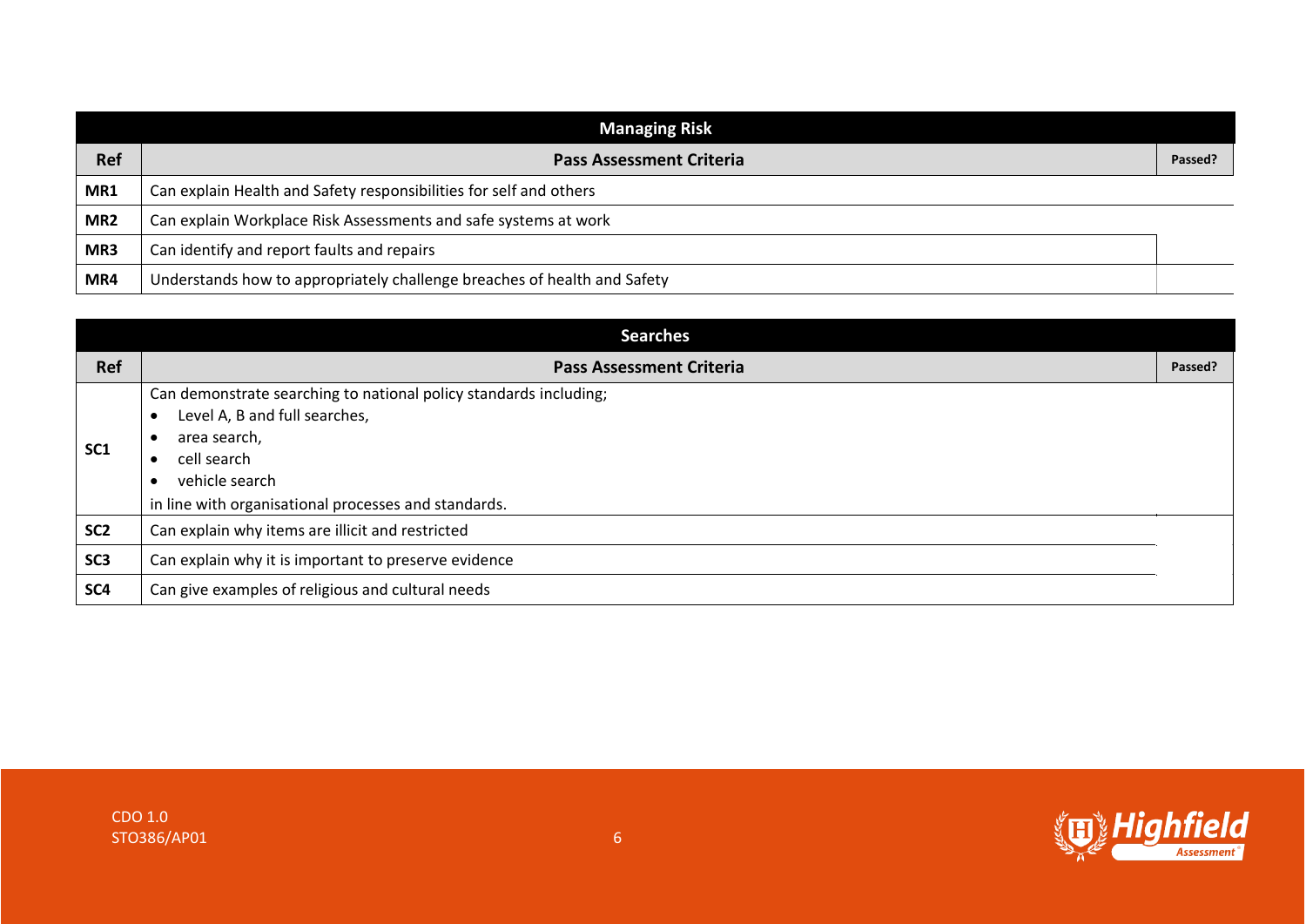| Managing Risk | | |
|---|---|---|
| **Ref** | **Pass Assessment Criteria** | **Passed?** |
| **MR1** | Can explain Health and Safety responsibilities for self and others | |
| **MR2** | Can explain Workplace Risk Assessments and safe systems at work | |
| **MR3** | Can identify and report faults and repairs | |
| **MR4** | Understands how to appropriately challenge breaches of health and Safety | |

| Searches | | |
|---|---|---|
| **Ref** | **Pass Assessment Criteria** | **Passed?** |
| **SC1** | Can demonstrate searching to national policy standards including;<br>• Level A, B and full searches,<br>• area search,<br>• cell search<br>• vehicle search<br>in line with organisational processes and standards. | |
| **SC2** | Can explain why items are illicit and restricted | |
| **SC3** | Can explain why it is important to preserve evidence | |
| **SC4** | Can give examples of religious and cultural needs | |

CDO 1.0
STO386/AP01